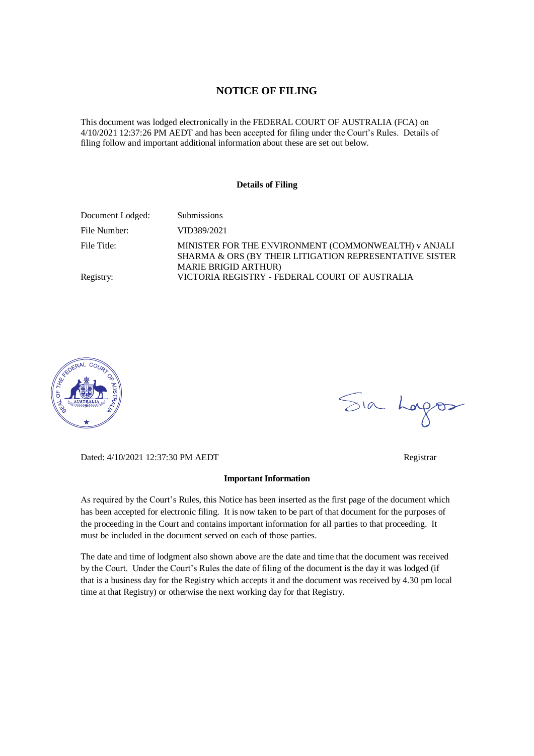# NOTICE OF FILING

This document was lodged electronically in the FEDERAL COURT OF AUSTRALIA (FCA) on 4/10/2021 12:37:26 PM AEDT and has been accepted for filing under the Court's Rules. Details of filing follow and important additional information about these are set out below.

**Details of Filing**

| | |
|---|---|
| Document Lodged: | Submissions |
| File Number: | VID389/2021 |
| File Title: | MINISTER FOR THE ENVIRONMENT (COMMONWEALTH) v ANJALI SHARMA & ORS (BY THEIR LITIGATION REPRESENTATIVE SISTER MARIE BRIGID ARTHUR) |
| Registry: | VICTORIA REGISTRY - FEDERAL COURT OF AUSTRALIA |

Dated: 4/10/2021 12:37:30 PM AEDT

Registrar

**Important Information**

As required by the Court's Rules, this Notice has been inserted as the first page of the document which has been accepted for electronic filing. It is now taken to be part of that document for the purposes of the proceeding in the Court and contains important information for all parties to that proceeding. It must be included in the document served on each of those parties.

The date and time of lodgment also shown above are the date and time that the document was received by the Court. Under the Court's Rules the date of filing of the document is the day it was lodged (if that is a business day for the Registry which accepts it and the document was received by 4.30 pm local time at that Registry) or otherwise the next working day for that Registry.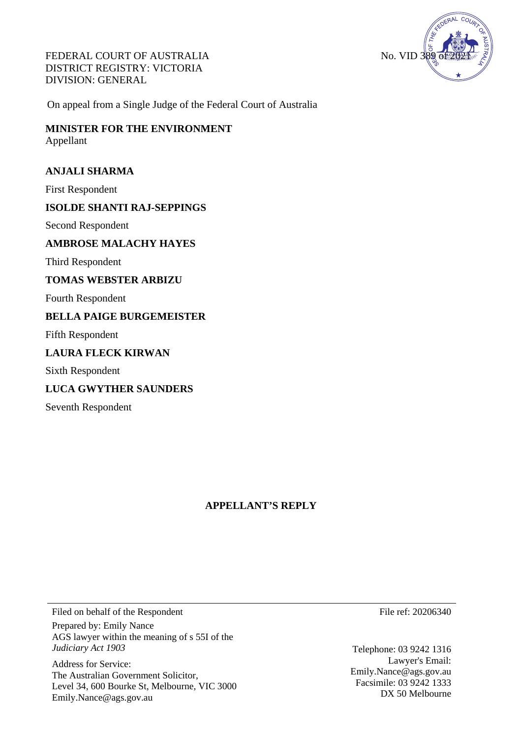FEDERAL COURT OF AUSTRALIA
DISTRICT REGISTRY: VICTORIA
DIVISION: GENERAL

No. VID 389 of 2021

On appeal from a Single Judge of the Federal Court of Australia

**MINISTER FOR THE ENVIRONMENT**
Appellant

**ANJALI SHARMA**

First Respondent

**ISOLDE SHANTI RAJ-SEPPINGS**

Second Respondent

**AMBROSE MALACHY HAYES**

Third Respondent

**TOMAS WEBSTER ARBIZU**

Fourth Respondent

**BELLA PAIGE BURGEMEISTER**

Fifth Respondent

**LAURA FLECK KIRWAN**

Sixth Respondent

**LUCA GWYTHER SAUNDERS**

Seventh Respondent

**APPELLANT'S REPLY**

Filed on behalf of the Respondent

Prepared by: Emily Nance
AGS lawyer within the meaning of s 55I of the *Judiciary Act 1903*

Address for Service:
The Australian Government Solicitor,
Level 34, 600 Bourke St, Melbourne, VIC 3000
Emily.Nance@ags.gov.au

File ref: 20206340

Telephone: 03 9242 1316
Lawyer's Email: Emily.Nance@ags.gov.au
Facsimile: 03 9242 1333
DX 50 Melbourne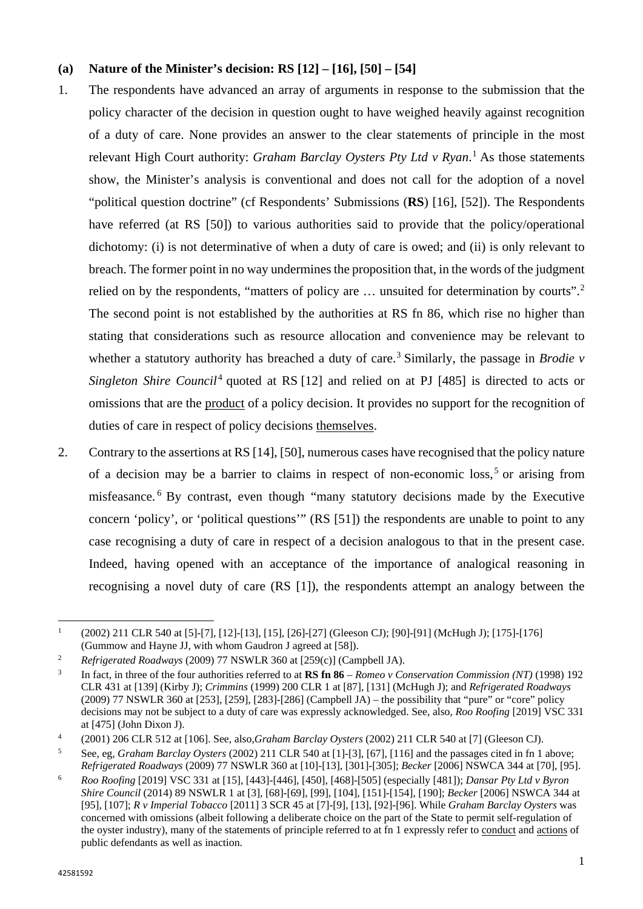### (a) Nature of the Minister's decision: RS [12] – [16], [50] – [54]

1. The respondents have advanced an array of arguments in response to the submission that the policy character of the decision in question ought to have weighed heavily against recognition of a duty of care. None provides an answer to the clear statements of principle in the most relevant High Court authority: *Graham Barclay Oysters Pty Ltd v Ryan*.[1] As those statements show, the Minister's analysis is conventional and does not call for the adoption of a novel "political question doctrine" (cf Respondents' Submissions (**RS**) [16], [52]). The Respondents have referred (at RS [50]) to various authorities said to provide that the policy/operational dichotomy: (i) is not determinative of when a duty of care is owed; and (ii) is only relevant to breach. The former point in no way undermines the proposition that, in the words of the judgment relied on by the respondents, "matters of policy are … unsuited for determination by courts".[2] The second point is not established by the authorities at RS fn 86, which rise no higher than stating that considerations such as resource allocation and convenience may be relevant to whether a statutory authority has breached a duty of care.[3] Similarly, the passage in *Brodie v Singleton Shire Council*[4] quoted at RS [12] and relied on at PJ [485] is directed to acts or omissions that are the <u>product</u> of a policy decision. It provides no support for the recognition of duties of care in respect of policy decisions <u>themselves</u>.

2. Contrary to the assertions at RS [14], [50], numerous cases have recognised that the policy nature of a decision may be a barrier to claims in respect of non-economic loss,[5] or arising from misfeasance.[6] By contrast, even though "many statutory decisions made by the Executive concern 'policy', or 'political questions'" (RS [51]) the respondents are unable to point to any case recognising a duty of care in respect of a decision analogous to that in the present case. Indeed, having opened with an acceptance of the importance of analogical reasoning in recognising a novel duty of care (RS [1]), the respondents attempt an analogy between the

---

[1] (2002) 211 CLR 540 at [5]-[7], [12]-[13], [15], [26]-[27] (Gleeson CJ); [90]-[91] (McHugh J); [175]-[176] (Gummow and Hayne JJ, with whom Gaudron J agreed at [58]).

[2] *Refrigerated Roadways* (2009) 77 NSWLR 360 at [259(c)] (Campbell JA).

[3] In fact, in three of the four authorities referred to at **RS fn 86** – *Romeo v Conservation Commission (NT)* (1998) 192 CLR 431 at [139] (Kirby J); *Crimmins* (1999) 200 CLR 1 at [87], [131] (McHugh J); and *Refrigerated Roadways* (2009) 77 NSWLR 360 at [253], [259], [283]-[286] (Campbell JA) – the possibility that "pure" or "core" policy decisions may not be subject to a duty of care was expressly acknowledged. See, also, *Roo Roofing* [2019] VSC 331 at [475] (John Dixon J).

[4] (2001) 206 CLR 512 at [106]. See, also, *Graham Barclay Oysters* (2002) 211 CLR 540 at [7] (Gleeson CJ).

[5] See, eg, *Graham Barclay Oysters* (2002) 211 CLR 540 at [1]-[3], [67], [116] and the passages cited in fn 1 above; *Refrigerated Roadways* (2009) 77 NSWLR 360 at [10]-[13], [301]-[305]; *Becker* [2006] NSWCA 344 at [70], [95].

[6] *Roo Roofing* [2019] VSC 331 at [15], [443]-[446], [450], [468]-[505] (especially [481]); *Dansar Pty Ltd v Byron Shire Council* (2014) 89 NSWLR 1 at [3], [68]-[69], [99], [104], [151]-[154], [190]; *Becker* [2006] NSWCA 344 at [95], [107]; *R v Imperial Tobacco* [2011] 3 SCR 45 at [7]-[9], [13], [92]-[96]. While *Graham Barclay Oysters* was concerned with omissions (albeit following a deliberate choice on the part of the State to permit self-regulation of the oyster industry), many of the statements of principle referred to at fn 1 expressly refer to <u>conduct</u> and <u>actions</u> of public defendants as well as inaction.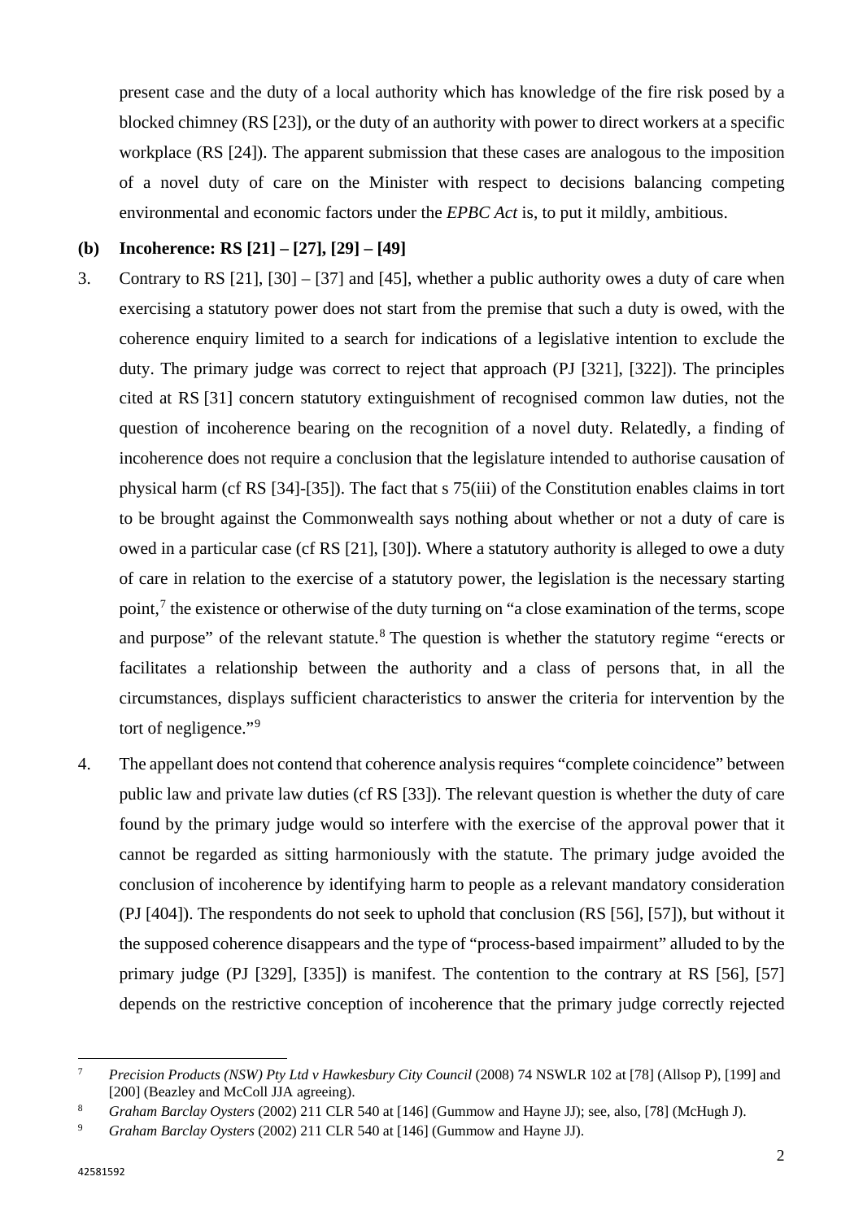present case and the duty of a local authority which has knowledge of the fire risk posed by a blocked chimney (RS [23]), or the duty of an authority with power to direct workers at a specific workplace (RS [24]). The apparent submission that these cases are analogous to the imposition of a novel duty of care on the Minister with respect to decisions balancing competing environmental and economic factors under the *EPBC Act* is, to put it mildly, ambitious.

**(b) Incoherence: RS [21] – [27], [29] – [49]**

3. Contrary to RS [21], [30] – [37] and [45], whether a public authority owes a duty of care when exercising a statutory power does not start from the premise that such a duty is owed, with the coherence enquiry limited to a search for indications of a legislative intention to exclude the duty. The primary judge was correct to reject that approach (PJ [321], [322]). The principles cited at RS [31] concern statutory extinguishment of recognised common law duties, not the question of incoherence bearing on the recognition of a novel duty. Relatedly, a finding of incoherence does not require a conclusion that the legislature intended to authorise causation of physical harm (cf RS [34]-[35]). The fact that s 75(iii) of the Constitution enables claims in tort to be brought against the Commonwealth says nothing about whether or not a duty of care is owed in a particular case (cf RS [21], [30]). Where a statutory authority is alleged to owe a duty of care in relation to the exercise of a statutory power, the legislation is the necessary starting point,[7] the existence or otherwise of the duty turning on "a close examination of the terms, scope and purpose" of the relevant statute.[8] The question is whether the statutory regime "erects or facilitates a relationship between the authority and a class of persons that, in all the circumstances, displays sufficient characteristics to answer the criteria for intervention by the tort of negligence."[9]

4. The appellant does not contend that coherence analysis requires "complete coincidence" between public law and private law duties (cf RS [33]). The relevant question is whether the duty of care found by the primary judge would so interfere with the exercise of the approval power that it cannot be regarded as sitting harmoniously with the statute. The primary judge avoided the conclusion of incoherence by identifying harm to people as a relevant mandatory consideration (PJ [404]). The respondents do not seek to uphold that conclusion (RS [56], [57]), but without it the supposed coherence disappears and the type of "process-based impairment" alluded to by the primary judge (PJ [329], [335]) is manifest. The contention to the contrary at RS [56], [57] depends on the restrictive conception of incoherence that the primary judge correctly rejected

---

[7] *Precision Products (NSW) Pty Ltd v Hawkesbury City Council* (2008) 74 NSWLR 102 at [78] (Allsop P), [199] and [200] (Beazley and McColl JJA agreeing).

[8] *Graham Barclay Oysters* (2002) 211 CLR 540 at [146] (Gummow and Hayne JJ); see, also, [78] (McHugh J).

[9] *Graham Barclay Oysters* (2002) 211 CLR 540 at [146] (Gummow and Hayne JJ).

42581592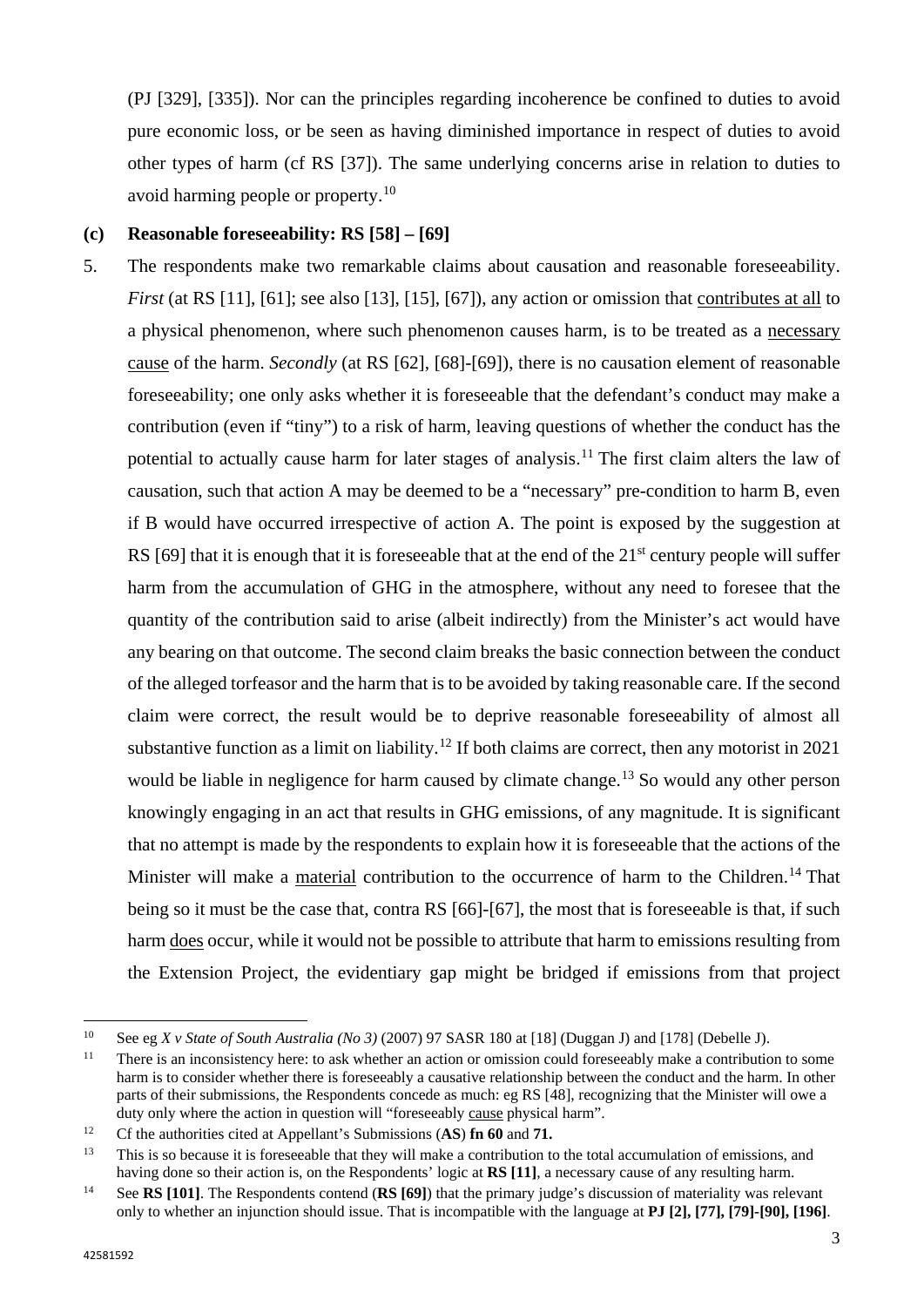(PJ [329], [335]). Nor can the principles regarding incoherence be confined to duties to avoid pure economic loss, or be seen as having diminished importance in respect of duties to avoid other types of harm (cf RS [37]). The same underlying concerns arise in relation to duties to avoid harming people or property.[10]

**(c) Reasonable foreseeability: RS [58] – [69]**

5. The respondents make two remarkable claims about causation and reasonable foreseeability. *First* (at RS [11], [61]; see also [13], [15], [67]), any action or omission that contributes at all to a physical phenomenon, where such phenomenon causes harm, is to be treated as a necessary cause of the harm. *Secondly* (at RS [62], [68]-[69]), there is no causation element of reasonable foreseeability; one only asks whether it is foreseeable that the defendant's conduct may make a contribution (even if "tiny") to a risk of harm, leaving questions of whether the conduct has the potential to actually cause harm for later stages of analysis.[11] The first claim alters the law of causation, such that action A may be deemed to be a "necessary" pre-condition to harm B, even if B would have occurred irrespective of action A. The point is exposed by the suggestion at RS [69] that it is enough that it is foreseeable that at the end of the 21st century people will suffer harm from the accumulation of GHG in the atmosphere, without any need to foresee that the quantity of the contribution said to arise (albeit indirectly) from the Minister's act would have any bearing on that outcome. The second claim breaks the basic connection between the conduct of the alleged torfeasor and the harm that is to be avoided by taking reasonable care. If the second claim were correct, the result would be to deprive reasonable foreseeability of almost all substantive function as a limit on liability.[12] If both claims are correct, then any motorist in 2021 would be liable in negligence for harm caused by climate change.[13] So would any other person knowingly engaging in an act that results in GHG emissions, of any magnitude. It is significant that no attempt is made by the respondents to explain how it is foreseeable that the actions of the Minister will make a material contribution to the occurrence of harm to the Children.[14] That being so it must be the case that, contra RS [66]-[67], the most that is foreseeable is that, if such harm does occur, while it would not be possible to attribute that harm to emissions resulting from the Extension Project, the evidentiary gap might be bridged if emissions from that project

---

[10] See eg *X v State of South Australia (No 3)* (2007) 97 SASR 180 at [18] (Duggan J) and [178] (Debelle J).

[11] There is an inconsistency here: to ask whether an action or omission could foreseeably make a contribution to some harm is to consider whether there is foreseeably a causative relationship between the conduct and the harm. In other parts of their submissions, the Respondents concede as much: eg RS [48], recognizing that the Minister will owe a duty only where the action in question will "foreseeably cause physical harm".

[12] Cf the authorities cited at Appellant's Submissions (**AS**) **fn 60** and **71.**

[13] This is so because it is foreseeable that they will make a contribution to the total accumulation of emissions, and having done so their action is, on the Respondents' logic at **RS [11]**, a necessary cause of any resulting harm.

[14] See **RS [101]**. The Respondents contend (**RS [69]**) that the primary judge's discussion of materiality was relevant only to whether an injunction should issue. That is incompatible with the language at **PJ [2], [77], [79]-[90], [196]**.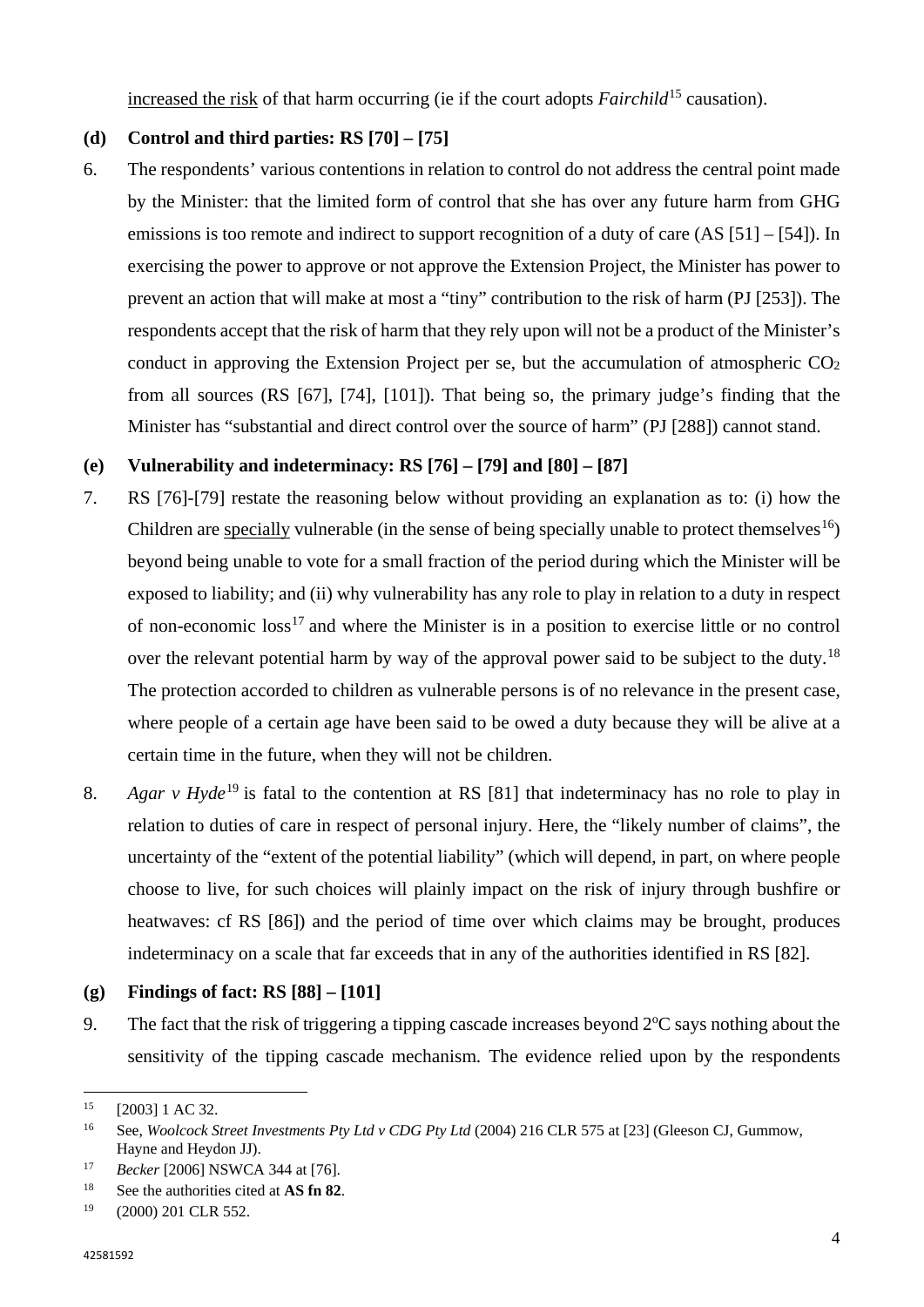increased the risk of that harm occurring (ie if the court adopts *Fairchild*[15] causation).

**(d) Control and third parties: RS [70] – [75]**

6. The respondents' various contentions in relation to control do not address the central point made by the Minister: that the limited form of control that she has over any future harm from GHG emissions is too remote and indirect to support recognition of a duty of care (AS [51] – [54]). In exercising the power to approve or not approve the Extension Project, the Minister has power to prevent an action that will make at most a "tiny" contribution to the risk of harm (PJ [253]). The respondents accept that the risk of harm that they rely upon will not be a product of the Minister's conduct in approving the Extension Project per se, but the accumulation of atmospheric $CO_2$ from all sources (RS [67], [74], [101]). That being so, the primary judge's finding that the Minister has "substantial and direct control over the source of harm" (PJ [288]) cannot stand.

**(e) Vulnerability and indeterminacy: RS [76] – [79] and [80] – [87]**

7. RS [76]-[79] restate the reasoning below without providing an explanation as to: (i) how the Children are specially vulnerable (in the sense of being specially unable to protect themselves[16]) beyond being unable to vote for a small fraction of the period during which the Minister will be exposed to liability; and (ii) why vulnerability has any role to play in relation to a duty in respect of non-economic loss[17] and where the Minister is in a position to exercise little or no control over the relevant potential harm by way of the approval power said to be subject to the duty.[18] The protection accorded to children as vulnerable persons is of no relevance in the present case, where people of a certain age have been said to be owed a duty because they will be alive at a certain time in the future, when they will not be children.

8. *Agar v Hyde*[19] is fatal to the contention at RS [81] that indeterminacy has no role to play in relation to duties of care in respect of personal injury. Here, the "likely number of claims", the uncertainty of the "extent of the potential liability" (which will depend, in part, on where people choose to live, for such choices will plainly impact on the risk of injury through bushfire or heatwaves: cf RS [86]) and the period of time over which claims may be brought, produces indeterminacy on a scale that far exceeds that in any of the authorities identified in RS [82].

**(g) Findings of fact: RS [88] – [101]**

9. The fact that the risk of triggering a tipping cascade increases beyond 2°C says nothing about the sensitivity of the tipping cascade mechanism. The evidence relied upon by the respondents

---

[15] [2003] 1 AC 32.

[16] See, *Woolcock Street Investments Pty Ltd v CDG Pty Ltd* (2004) 216 CLR 575 at [23] (Gleeson CJ, Gummow, Hayne and Heydon JJ).

[17] *Becker* [2006] NSWCA 344 at [76].

[18] See the authorities cited at **AS fn 82**.

[19] (2000) 201 CLR 552.

42581592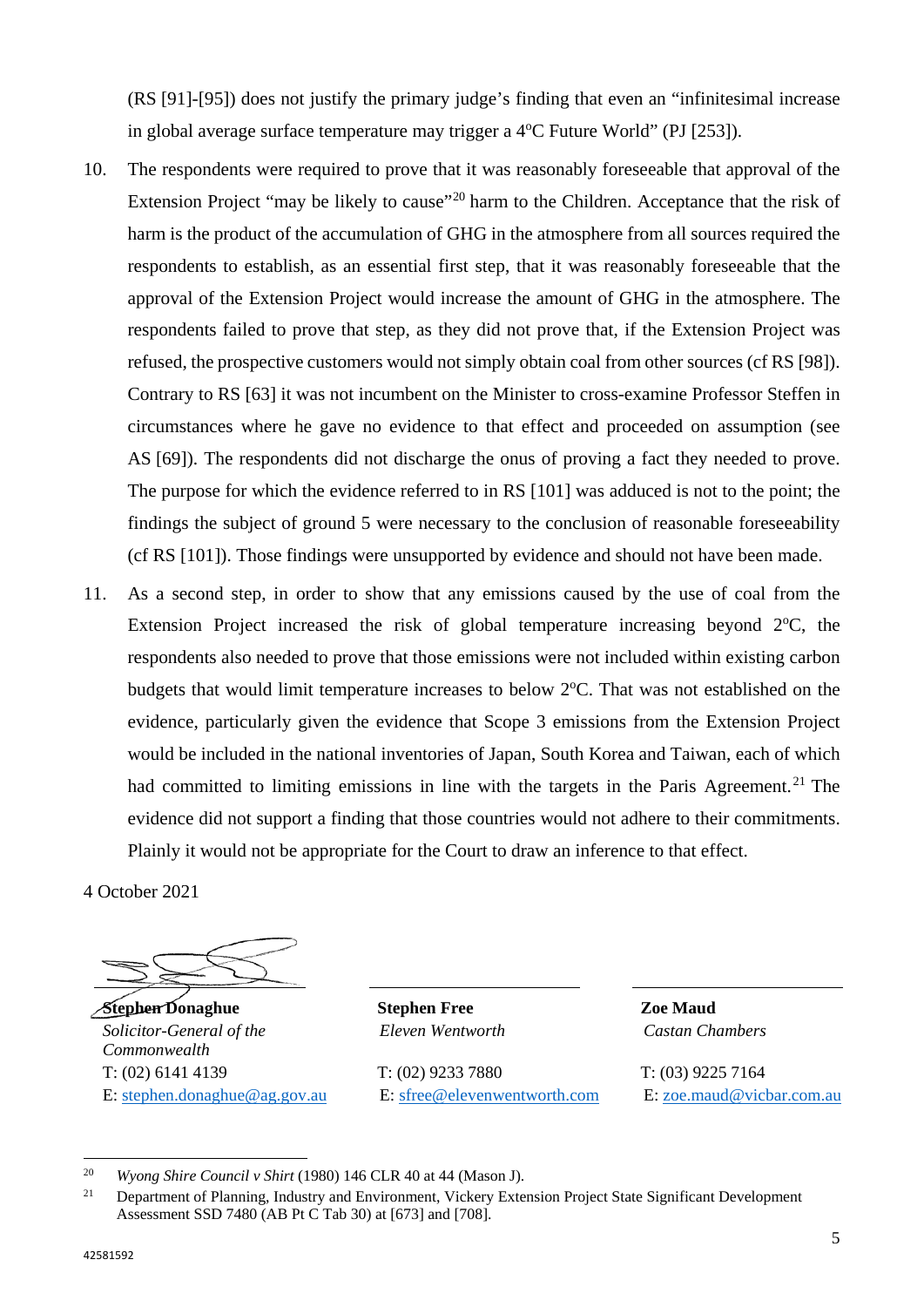(RS [91]-[95]) does not justify the primary judge's finding that even an "infinitesimal increase in global average surface temperature may trigger a 4°C Future World" (PJ [253]).

10. The respondents were required to prove that it was reasonably foreseeable that approval of the Extension Project "may be likely to cause"[20] harm to the Children. Acceptance that the risk of harm is the product of the accumulation of GHG in the atmosphere from all sources required the respondents to establish, as an essential first step, that it was reasonably foreseeable that the approval of the Extension Project would increase the amount of GHG in the atmosphere. The respondents failed to prove that step, as they did not prove that, if the Extension Project was refused, the prospective customers would not simply obtain coal from other sources (cf RS [98]). Contrary to RS [63] it was not incumbent on the Minister to cross-examine Professor Steffen in circumstances where he gave no evidence to that effect and proceeded on assumption (see AS [69]). The respondents did not discharge the onus of proving a fact they needed to prove. The purpose for which the evidence referred to in RS [101] was adduced is not to the point; the findings the subject of ground 5 were necessary to the conclusion of reasonable foreseeability (cf RS [101]). Those findings were unsupported by evidence and should not have been made.

11. As a second step, in order to show that any emissions caused by the use of coal from the Extension Project increased the risk of global temperature increasing beyond 2°C, the respondents also needed to prove that those emissions were not included within existing carbon budgets that would limit temperature increases to below 2°C. That was not established on the evidence, particularly given the evidence that Scope 3 emissions from the Extension Project would be included in the national inventories of Japan, South Korea and Taiwan, each of which had committed to limiting emissions in line with the targets in the Paris Agreement.[21] The evidence did not support a finding that those countries would not adhere to their commitments. Plainly it would not be appropriate for the Court to draw an inference to that effect.

4 October 2021

| | | |
|---|---|---|
| **Stephen Donaghue** | **Stephen Free** | **Zoe Maud** |
| *Solicitor-General of the Commonwealth* | *Eleven Wentworth* | *Castan Chambers* |
| T: (02) 6141 4139 | T: (02) 9233 7880 | T: (03) 9225 7164 |
| E: stephen.donaghue@ag.gov.au | E: sfree@elevenwentworth.com | E: zoe.maud@vicbar.com.au |

[20] *Wyong Shire Council v Shirt* (1980) 146 CLR 40 at 44 (Mason J).

[21] Department of Planning, Industry and Environment, Vickery Extension Project State Significant Development Assessment SSD 7480 (AB Pt C Tab 30) at [673] and [708].